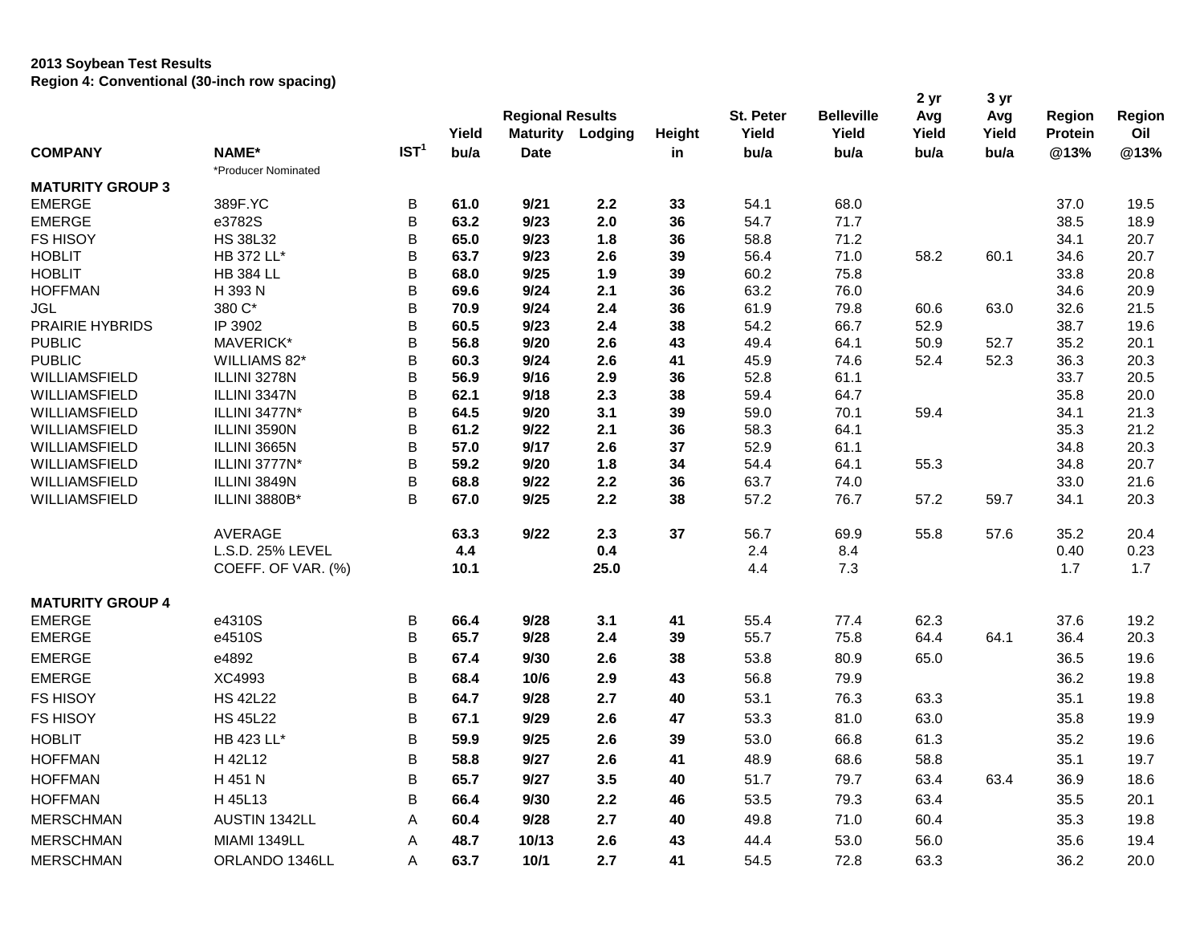**2013 Soybean Test Results**
**Region 4: Conventional (30-inch row spacing)**

| COMPANY | NAME* | IST[1] | Yield bu/a | Regional Results Maturity Date | Lodging | Height in | St. Peter Yield bu/a | Belleville Yield bu/a | 2 yr Avg Yield bu/a | 3 yr Avg Yield bu/a | Region Protein @13% | Region Oil @13% |
|---|---|---|---|---|---|---|---|---|---|---|---|---|
| | *Producer Nominated | | | | | | | | | | | |
| **MATURITY GROUP 3** | | | | | | | | | | | | |
| EMERGE | 389F.YC | B | **61.0** | **9/21** | **2.2** | **33** | 54.1 | 68.0 | | | 37.0 | 19.5 |
| EMERGE | e3782S | B | **63.2** | **9/23** | **2.0** | **36** | 54.7 | 71.7 | | | 38.5 | 18.9 |
| FS HISOY | HS 38L32 | B | **65.0** | **9/23** | **1.8** | **36** | 58.8 | 71.2 | | | 34.1 | 20.7 |
| HOBLIT | HB 372 LL* | B | **63.7** | **9/23** | **2.6** | **39** | 56.4 | 71.0 | 58.2 | 60.1 | 34.6 | 20.7 |
| HOBLIT | HB 384 LL | B | **68.0** | **9/25** | **1.9** | **39** | 60.2 | 75.8 | | | 33.8 | 20.8 |
| HOFFMAN | H 393 N | B | **69.6** | **9/24** | **2.1** | **36** | 63.2 | 76.0 | | | 34.6 | 20.9 |
| JGL | 380 C* | B | **70.9** | **9/24** | **2.4** | **36** | 61.9 | 79.8 | 60.6 | 63.0 | 32.6 | 21.5 |
| PRAIRIE HYBRIDS | IP 3902 | B | **60.5** | **9/23** | **2.4** | **38** | 54.2 | 66.7 | 52.9 | | 38.7 | 19.6 |
| PUBLIC | MAVERICK* | B | **56.8** | **9/20** | **2.6** | **43** | 49.4 | 64.1 | 50.9 | 52.7 | 35.2 | 20.1 |
| PUBLIC | WILLIAMS 82* | B | **60.3** | **9/24** | **2.6** | **41** | 45.9 | 74.6 | 52.4 | 52.3 | 36.3 | 20.3 |
| WILLIAMSFIELD | ILLINI 3278N | B | **56.9** | **9/16** | **2.9** | **36** | 52.8 | 61.1 | | | 33.7 | 20.5 |
| WILLIAMSFIELD | ILLINI 3347N | B | **62.1** | **9/18** | **2.3** | **38** | 59.4 | 64.7 | | | 35.8 | 20.0 |
| WILLIAMSFIELD | ILLINI 3477N* | B | **64.5** | **9/20** | **3.1** | **39** | 59.0 | 70.1 | 59.4 | | 34.1 | 21.3 |
| WILLIAMSFIELD | ILLINI 3590N | B | **61.2** | **9/22** | **2.1** | **36** | 58.3 | 64.1 | | | 35.3 | 21.2 |
| WILLIAMSFIELD | ILLINI 3665N | B | **57.0** | **9/17** | **2.6** | **37** | 52.9 | 61.1 | | | 34.8 | 20.3 |
| WILLIAMSFIELD | ILLINI 3777N* | B | **59.2** | **9/20** | **1.8** | **34** | 54.4 | 64.1 | 55.3 | | 34.8 | 20.7 |
| WILLIAMSFIELD | ILLINI 3849N | B | **68.8** | **9/22** | **2.2** | **36** | 63.7 | 74.0 | | | 33.0 | 21.6 |
| WILLIAMSFIELD | ILLINI 3880B* | B | **67.0** | **9/25** | **2.2** | **38** | 57.2 | 76.7 | 57.2 | 59.7 | 34.1 | 20.3 |
| | AVERAGE | | **63.3** | **9/22** | **2.3** | **37** | 56.7 | 69.9 | 55.8 | 57.6 | 35.2 | 20.4 |
| | L.S.D. 25% LEVEL | | **4.4** | | **0.4** | | 2.4 | 8.4 | | | 0.40 | 0.23 |
| | COEFF. OF VAR. (%) | | **10.1** | | **25.0** | | 4.4 | 7.3 | | | 1.7 | 1.7 |
| **MATURITY GROUP 4** | | | | | | | | | | | | |
| EMERGE | e4310S | B | **66.4** | **9/28** | **3.1** | **41** | 55.4 | 77.4 | 62.3 | | 37.6 | 19.2 |
| EMERGE | e4510S | B | **65.7** | **9/28** | **2.4** | **39** | 55.7 | 75.8 | 64.4 | 64.1 | 36.4 | 20.3 |
| EMERGE | e4892 | B | **67.4** | **9/30** | **2.6** | **38** | 53.8 | 80.9 | 65.0 | | 36.5 | 19.6 |
| EMERGE | XC4993 | B | **68.4** | **10/6** | **2.9** | **43** | 56.8 | 79.9 | | | 36.2 | 19.8 |
| FS HISOY | HS 42L22 | B | **64.7** | **9/28** | **2.7** | **40** | 53.1 | 76.3 | 63.3 | | 35.1 | 19.8 |
| FS HISOY | HS 45L22 | B | **67.1** | **9/29** | **2.6** | **47** | 53.3 | 81.0 | 63.0 | | 35.8 | 19.9 |
| HOBLIT | HB 423 LL* | B | **59.9** | **9/25** | **2.6** | **39** | 53.0 | 66.8 | 61.3 | | 35.2 | 19.6 |
| HOFFMAN | H 42L12 | B | **58.8** | **9/27** | **2.6** | **41** | 48.9 | 68.6 | 58.8 | | 35.1 | 19.7 |
| HOFFMAN | H 451 N | B | **65.7** | **9/27** | **3.5** | **40** | 51.7 | 79.7 | 63.4 | 63.4 | 36.9 | 18.6 |
| HOFFMAN | H 45L13 | B | **66.4** | **9/30** | **2.2** | **46** | 53.5 | 79.3 | 63.4 | | 35.5 | 20.1 |
| MERSCHMAN | AUSTIN 1342LL | A | **60.4** | **9/28** | **2.7** | **40** | 49.8 | 71.0 | 60.4 | | 35.3 | 19.8 |
| MERSCHMAN | MIAMI 1349LL | A | **48.7** | **10/13** | **2.6** | **43** | 44.4 | 53.0 | 56.0 | | 35.6 | 19.4 |
| MERSCHMAN | ORLANDO 1346LL | A | **63.7** | **10/1** | **2.7** | **41** | 54.5 | 72.8 | 63.3 | | 36.2 | 20.0 |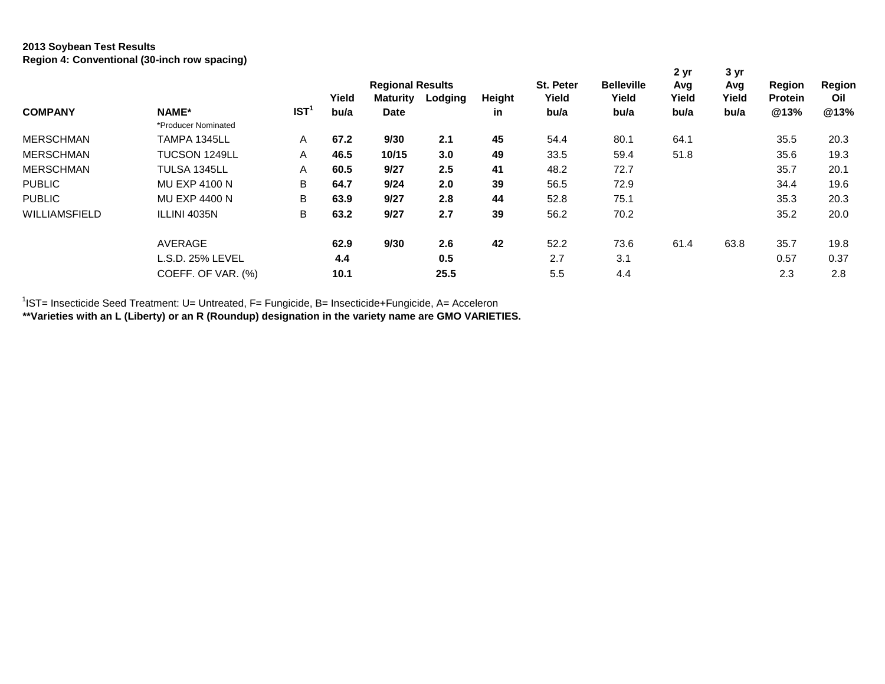**2013 Soybean Test Results**
**Region 4: Conventional (30-inch row spacing)**

| COMPANY | NAME* | IST[1] | Yield bu/a | Regional Results Maturity Date | Lodging | Height in | St. Peter Yield bu/a | Belleville Yield bu/a | 2 yr Avg Yield bu/a | 3 yr Avg Yield bu/a | Region Protein @13% | Region Oil @13% |
|---|---|---|---|---|---|---|---|---|---|---|---|---|
| | *Producer Nominated | | | | | | | | | | | |
| MERSCHMAN | TAMPA 1345LL | A | **67.2** | **9/30** | **2.1** | **45** | 54.4 | 80.1 | 64.1 | | 35.5 | 20.3 |
| MERSCHMAN | TUCSON 1249LL | A | **46.5** | **10/15** | **3.0** | **49** | 33.5 | 59.4 | 51.8 | | 35.6 | 19.3 |
| MERSCHMAN | TULSA 1345LL | A | **60.5** | **9/27** | **2.5** | **41** | 48.2 | 72.7 | | | 35.7 | 20.1 |
| PUBLIC | MU EXP 4100 N | B | **64.7** | **9/24** | **2.0** | **39** | 56.5 | 72.9 | | | 34.4 | 19.6 |
| PUBLIC | MU EXP 4400 N | B | **63.9** | **9/27** | **2.8** | **44** | 52.8 | 75.1 | | | 35.3 | 20.3 |
| WILLIAMSFIELD | ILLINI 4035N | B | **63.2** | **9/27** | **2.7** | **39** | 56.2 | 70.2 | | | 35.2 | 20.0 |
| | AVERAGE | | **62.9** | **9/30** | **2.6** | **42** | 52.2 | 73.6 | 61.4 | 63.8 | 35.7 | 19.8 |
| | L.S.D. 25% LEVEL | | **4.4** | | **0.5** | | 2.7 | 3.1 | | | 0.57 | 0.37 |
| | COEFF. OF VAR. (%) | | **10.1** | | **25.5** | | 5.5 | 4.4 | | | 2.3 | 2.8 |

[1]IST= Insecticide Seed Treatment: U= Untreated, F= Fungicide, B= Insecticide+Fungicide, A= Acceleron

**\*\*Varieties with an L (Liberty) or an R (Roundup) designation in the variety name are GMO VARIETIES.**